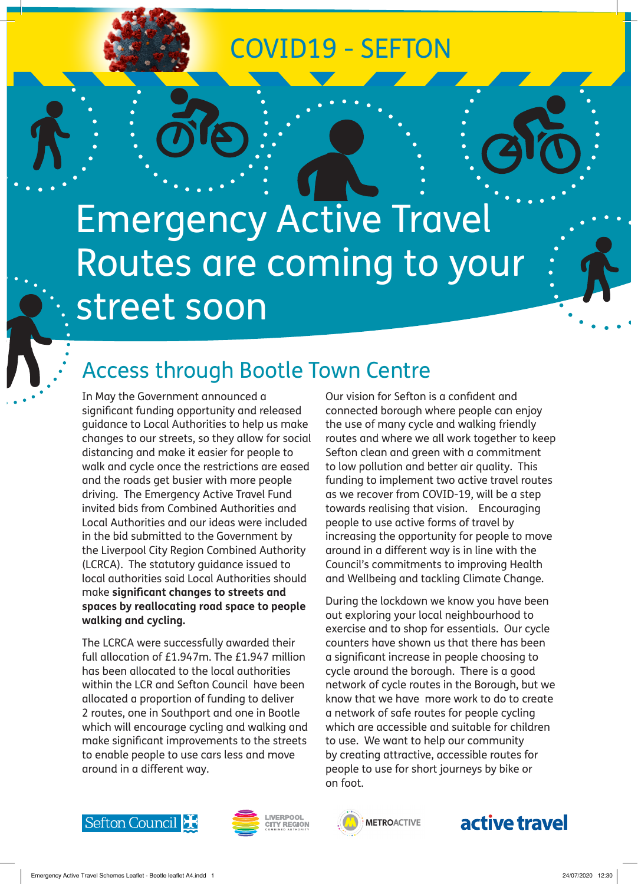COVID19 - SEFTON

# Emergency Active Travel Routes are coming to your street soon

## Access through Bootle Town Centre

In May the Government announced a significant funding opportunity and released guidance to Local Authorities to help us make changes to our streets, so they allow for social distancing and make it easier for people to walk and cycle once the restrictions are eased and the roads get busier with more people driving. The Emergency Active Travel Fund invited bids from Combined Authorities and Local Authorities and our ideas were included in the bid submitted to the Government by the Liverpool City Region Combined Authority (LCRCA). The statutory guidance issued to local authorities said Local Authorities should make **significant changes to streets and spaces by reallocating road space to people walking and cycling.**

The LCRCA were successfully awarded their full allocation of £1.947m. The £1.947 million has been allocated to the local authorities within the LCR and Sefton Council have been allocated a proportion of funding to deliver 2 routes, one in Southport and one in Bootle which will encourage cycling and walking and make significant improvements to the streets to enable people to use cars less and move around in a different way.

Our vision for Sefton is a confident and connected borough where people can enjoy the use of many cycle and walking friendly routes and where we all work together to keep Sefton clean and green with a commitment to low pollution and better air quality. This funding to implement two active travel routes as we recover from COVID-19, will be a step towards realising that vision. Encouraging people to use active forms of travel by increasing the opportunity for people to move around in a different way is in line with the Council's commitments to improving Health and Wellbeing and tackling Climate Change.

During the lockdown we know you have been out exploring your local neighbourhood to exercise and to shop for essentials. Our cycle counters have shown us that there has been a significant increase in people choosing to cycle around the borough. There is a good network of cycle routes in the Borough, but we know that we have more work to do to create a network of safe routes for people cycling which are accessible and suitable for children to use. We want to help our community by creating attractive, accessible routes for people to use for short journeys by bike or on foot.

Sefton Council | Liverpool City Region Combined Authority | METROACTIVE | active travel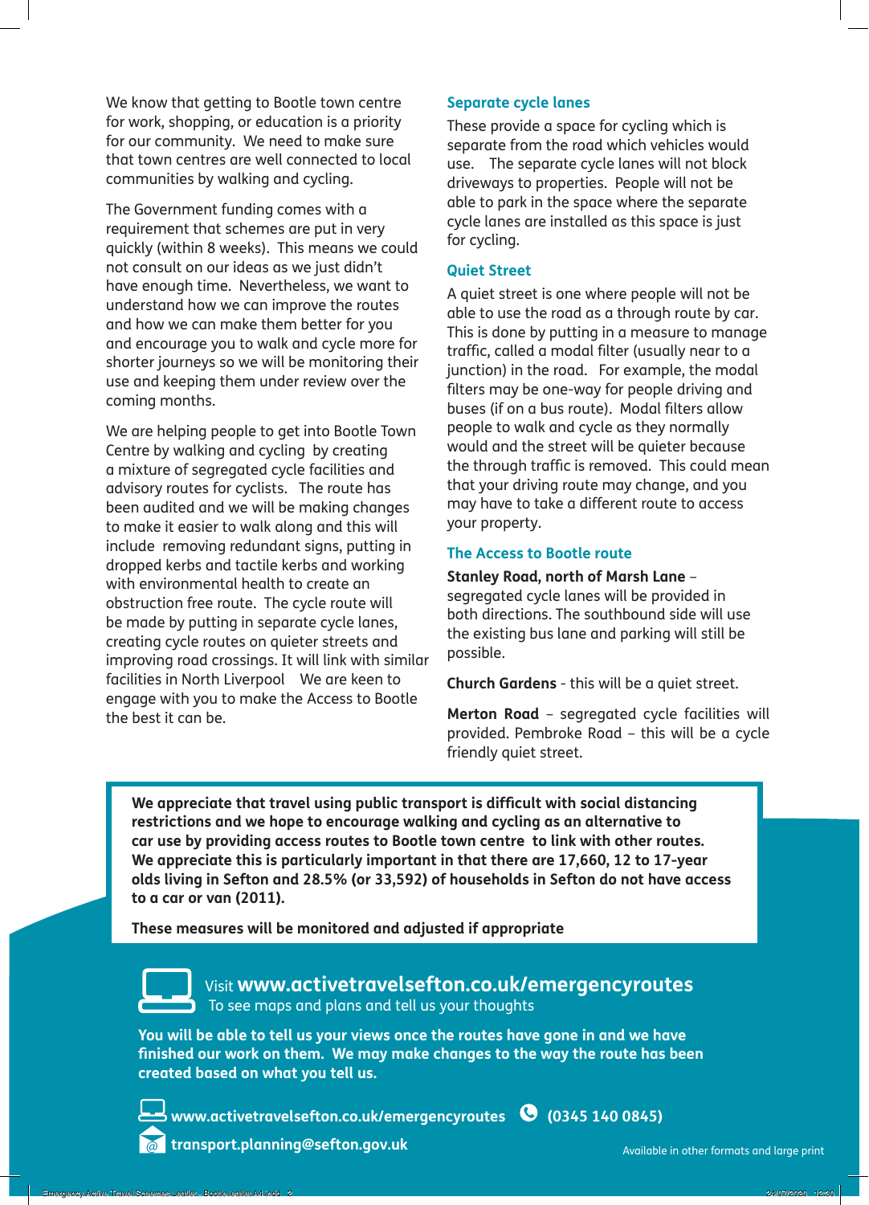We know that getting to Bootle town centre for work, shopping, or education is a priority for our community. We need to make sure that town centres are well connected to local communities by walking and cycling.

The Government funding comes with a requirement that schemes are put in very quickly (within 8 weeks). This means we could not consult on our ideas as we just didn't have enough time. Nevertheless, we want to understand how we can improve the routes and how we can make them better for you and encourage you to walk and cycle more for shorter journeys so we will be monitoring their use and keeping them under review over the coming months.

We are helping people to get into Bootle Town Centre by walking and cycling by creating a mixture of segregated cycle facilities and advisory routes for cyclists. The route has been audited and we will be making changes to make it easier to walk along and this will include removing redundant signs, putting in dropped kerbs and tactile kerbs and working with environmental health to create an obstruction free route. The cycle route will be made by putting in separate cycle lanes, creating cycle routes on quieter streets and improving road crossings. It will link with similar facilities in North Liverpool We are keen to engage with you to make the Access to Bootle the best it can be.

### Separate cycle lanes

These provide a space for cycling which is separate from the road which vehicles would use. The separate cycle lanes will not block driveways to properties. People will not be able to park in the space where the separate cycle lanes are installed as this space is just for cycling.

### Quiet Street

A quiet street is one where people will not be able to use the road as a through route by car. This is done by putting in a measure to manage traffic, called a modal filter (usually near to a junction) in the road. For example, the modal filters may be one-way for people driving and buses (if on a bus route). Modal filters allow people to walk and cycle as they normally would and the street will be quieter because the through traffic is removed. This could mean that your driving route may change, and you may have to take a different route to access your property.

### The Access to Bootle route

**Stanley Road, north of Marsh Lane** – segregated cycle lanes will be provided in both directions. The southbound side will use the existing bus lane and parking will still be possible.

**Church Gardens** - this will be a quiet street.

**Merton Road** – segregated cycle facilities will provided. Pembroke Road – this will be a cycle friendly quiet street.

**We appreciate that travel using public transport is difficult with social distancing restrictions and we hope to encourage walking and cycling as an alternative to car use by providing access routes to Bootle town centre to link with other routes. We appreciate this is particularly important in that there are 17,660, 12 to 17-year olds living in Sefton and 28.5% (or 33,592) of households in Sefton do not have access to a car or van (2011).**

**These measures will be monitored and adjusted if appropriate**

Visit **www.activetravelsefton.co.uk/emergencyroutes**
To see maps and plans and tell us your thoughts

**You will be able to tell us your views once the routes have gone in and we have finished our work on them. We may make changes to the way the route has been created based on what you tell us.**

**www.activetravelsefton.co.uk/emergencyroutes** **(0345 140 0845)**

**transport.planning@sefton.gov.uk**

Available in other formats and large print